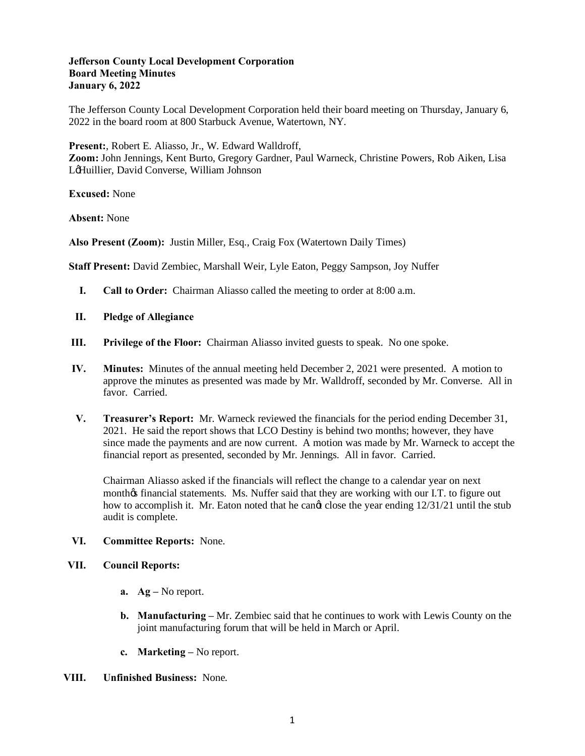**Jefferson County Local Development Corporation**
**Board Meeting Minutes**
**January 6, 2022**

The Jefferson County Local Development Corporation held their board meeting on Thursday, January 6, 2022 in the board room at 800 Starbuck Avenue, Watertown, NY.

**Present:**, Robert E. Aliasso, Jr., W. Edward Walldroff,
**Zoom:** John Jennings, Kent Burto, Gregory Gardner, Paul Warneck, Christine Powers, Rob Aiken, Lisa L'Huillier, David Converse, William Johnson

**Excused:** None

**Absent:** None

**Also Present (Zoom):** Justin Miller, Esq., Craig Fox (Watertown Daily Times)

**Staff Present:** David Zembiec, Marshall Weir, Lyle Eaton, Peggy Sampson, Joy Nuffer

I. **Call to Order:** Chairman Aliasso called the meeting to order at 8:00 a.m.

II. **Pledge of Allegiance**

III. **Privilege of the Floor:** Chairman Aliasso invited guests to speak. No one spoke.

IV. **Minutes:** Minutes of the annual meeting held December 2, 2021 were presented. A motion to approve the minutes as presented was made by Mr. Walldroff, seconded by Mr. Converse. All in favor. Carried.

V. **Treasurer's Report:** Mr. Warneck reviewed the financials for the period ending December 31, 2021. He said the report shows that LCO Destiny is behind two months; however, they have since made the payments and are now current. A motion was made by Mr. Warneck to accept the financial report as presented, seconded by Mr. Jennings. All in favor. Carried.

   Chairman Aliasso asked if the financials will reflect the change to a calendar year on next month's financial statements. Ms. Nuffer said that they are working with our I.T. to figure out how to accomplish it. Mr. Eaton noted that he can't close the year ending 12/31/21 until the stub audit is complete.

VI. **Committee Reports:** None.

VII. **Council Reports:**

   a. **Ag –** No report.

   b. **Manufacturing –** Mr. Zembiec said that he continues to work with Lewis County on the joint manufacturing forum that will be held in March or April.

   c. **Marketing –** No report.

VIII. **Unfinished Business:** None.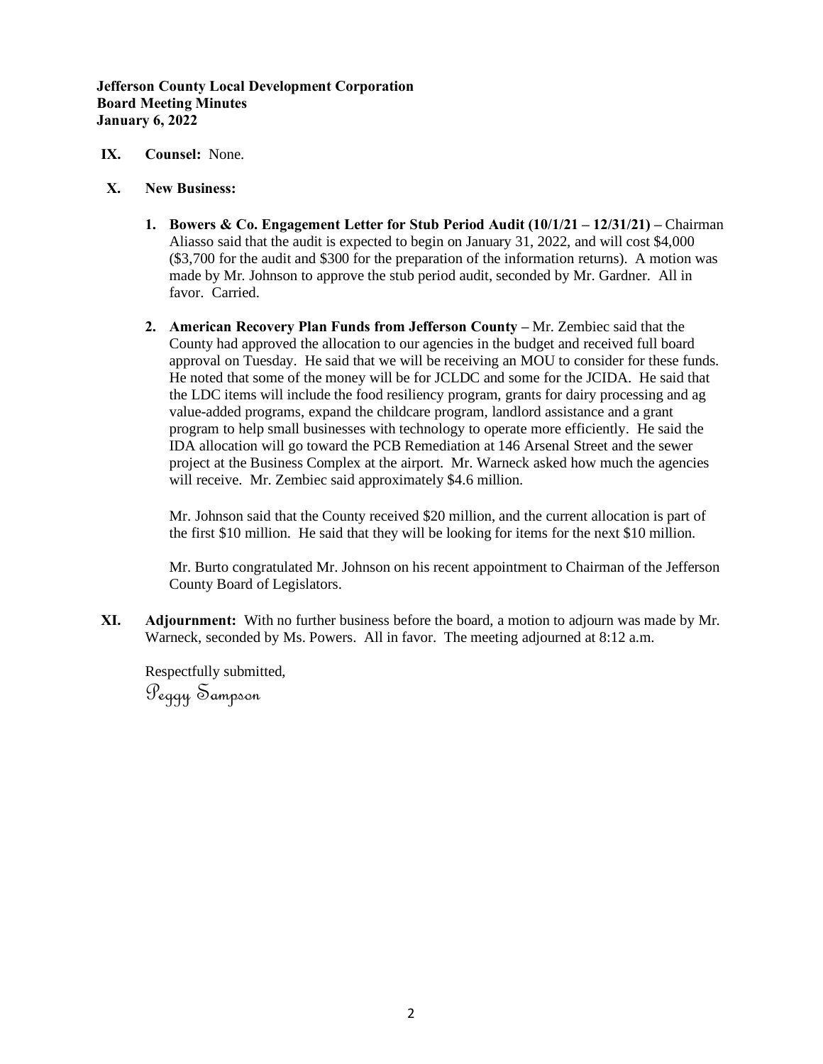**Jefferson County Local Development Corporation**
**Board Meeting Minutes**
**January 6, 2022**

**IX. Counsel:** None.

**X. New Business:**

1. **Bowers & Co. Engagement Letter for Stub Period Audit (10/1/21 – 12/31/21) –** Chairman Aliasso said that the audit is expected to begin on January 31, 2022, and will cost $4,000 ($3,700 for the audit and $300 for the preparation of the information returns). A motion was made by Mr. Johnson to approve the stub period audit, seconded by Mr. Gardner. All in favor. Carried.

2. **American Recovery Plan Funds from Jefferson County –** Mr. Zembiec said that the County had approved the allocation to our agencies in the budget and received full board approval on Tuesday. He said that we will be receiving an MOU to consider for these funds. He noted that some of the money will be for JCLDC and some for the JCIDA. He said that the LDC items will include the food resiliency program, grants for dairy processing and ag value-added programs, expand the childcare program, landlord assistance and a grant program to help small businesses with technology to operate more efficiently. He said the IDA allocation will go toward the PCB Remediation at 146 Arsenal Street and the sewer project at the Business Complex at the airport. Mr. Warneck asked how much the agencies will receive. Mr. Zembiec said approximately $4.6 million.

   Mr. Johnson said that the County received $20 million, and the current allocation is part of the first $10 million. He said that they will be looking for items for the next $10 million.

   Mr. Burto congratulated Mr. Johnson on his recent appointment to Chairman of the Jefferson County Board of Legislators.

**XI. Adjournment:** With no further business before the board, a motion to adjourn was made by Mr. Warneck, seconded by Ms. Powers. All in favor. The meeting adjourned at 8:12 a.m.

Respectfully submitted,
Peggy Sampson